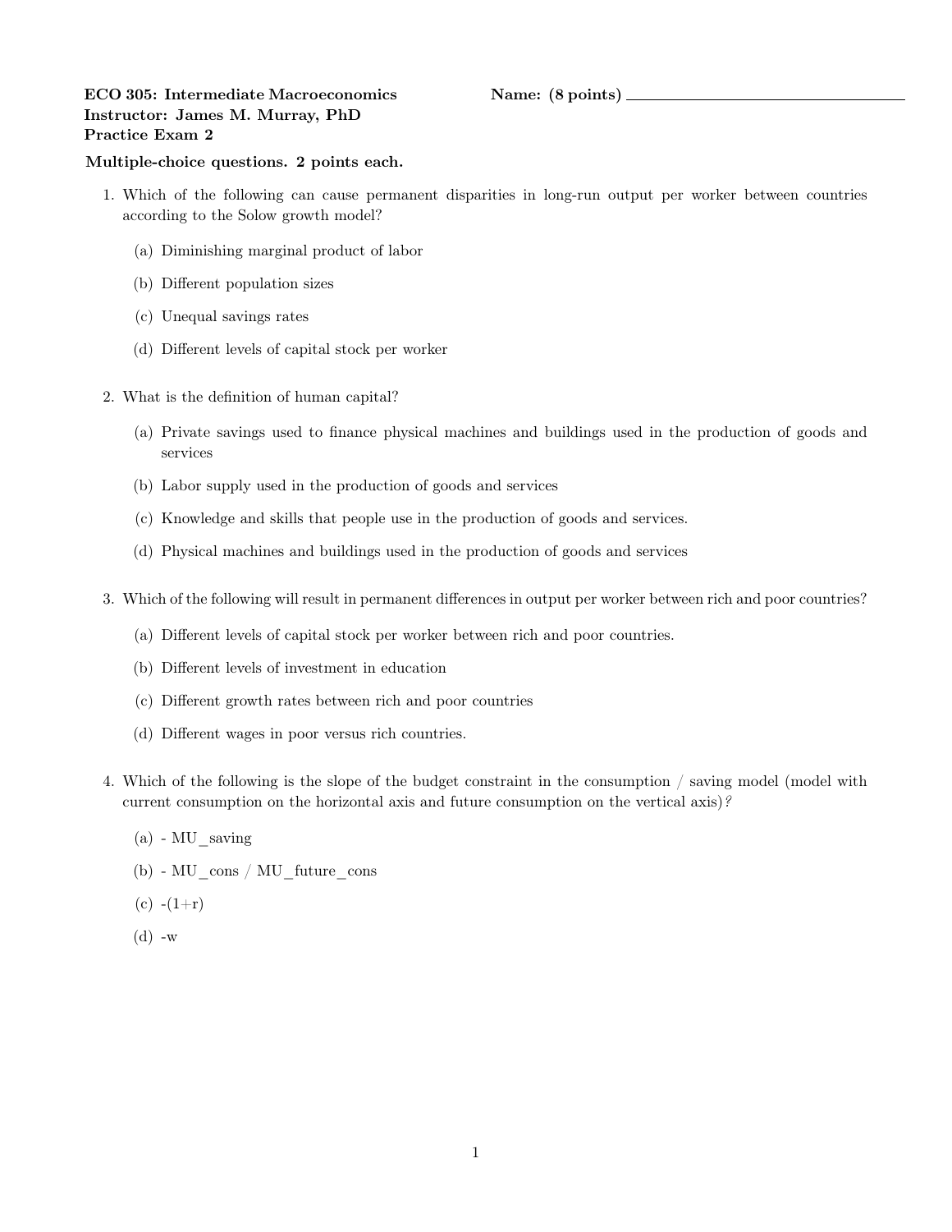**ECO 305: Intermediate Macroeconomics** **Name: (8 points)** ______________________________

**Instructor: James M. Murray, PhD**

**Practice Exam 2**

**Multiple-choice questions. 2 points each.**

1. Which of the following can cause permanent disparities in long-run output per worker between countries according to the Solow growth model?

   (a) Diminishing marginal product of labor

   (b) Different population sizes

   (c) Unequal savings rates

   (d) Different levels of capital stock per worker

2. What is the definition of human capital?

   (a) Private savings used to finance physical machines and buildings used in the production of goods and services

   (b) Labor supply used in the production of goods and services

   (c) Knowledge and skills that people use in the production of goods and services.

   (d) Physical machines and buildings used in the production of goods and services

3. Which of the following will result in permanent differences in output per worker between rich and poor countries?

   (a) Different levels of capital stock per worker between rich and poor countries.

   (b) Different levels of investment in education

   (c) Different growth rates between rich and poor countries

   (d) Different wages in poor versus rich countries.

4. Which of the following is the slope of the budget constraint in the consumption / saving model (model with current consumption on the horizontal axis and future consumption on the vertical axis)?

   (a) - MU_saving

   (b) - MU_cons / MU_future_cons

   (c) -(1+r)

   (d) -w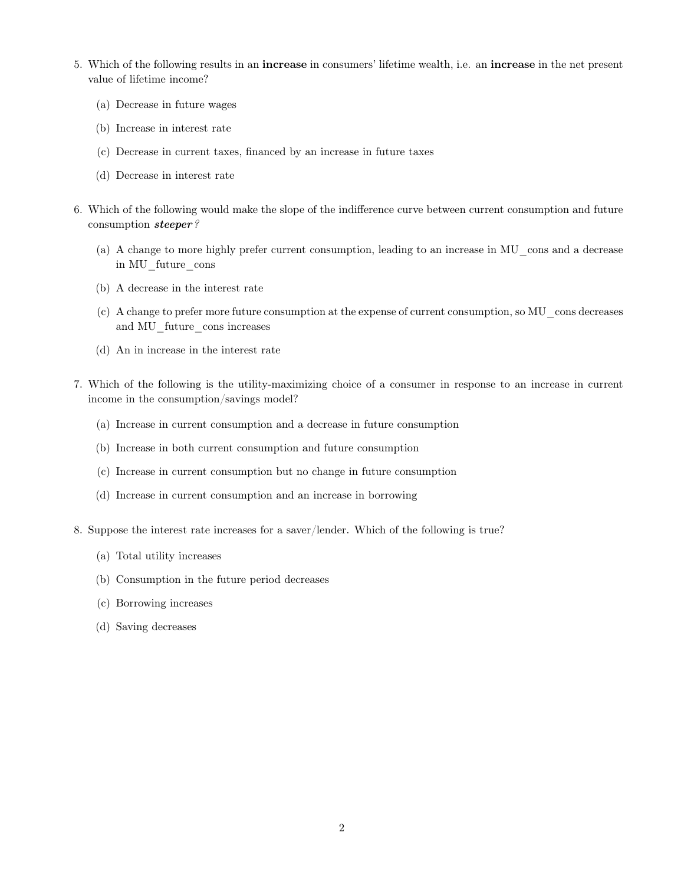5. Which of the following results in an **increase** in consumers' lifetime wealth, i.e. an **increase** in the net present value of lifetime income?

   (a) Decrease in future wages

   (b) Increase in interest rate

   (c) Decrease in current taxes, financed by an increase in future taxes

   (d) Decrease in interest rate

6. Which of the following would make the slope of the indifference curve between current consumption and future consumption ***steeper***?

   (a) A change to more highly prefer current consumption, leading to an increase in MU_cons and a decrease in MU_future_cons

   (b) A decrease in the interest rate

   (c) A change to prefer more future consumption at the expense of current consumption, so MU_cons decreases and MU_future_cons increases

   (d) An in increase in the interest rate

7. Which of the following is the utility-maximizing choice of a consumer in response to an increase in current income in the consumption/savings model?

   (a) Increase in current consumption and a decrease in future consumption

   (b) Increase in both current consumption and future consumption

   (c) Increase in current consumption but no change in future consumption

   (d) Increase in current consumption and an increase in borrowing

8. Suppose the interest rate increases for a saver/lender. Which of the following is true?

   (a) Total utility increases

   (b) Consumption in the future period decreases

   (c) Borrowing increases

   (d) Saving decreases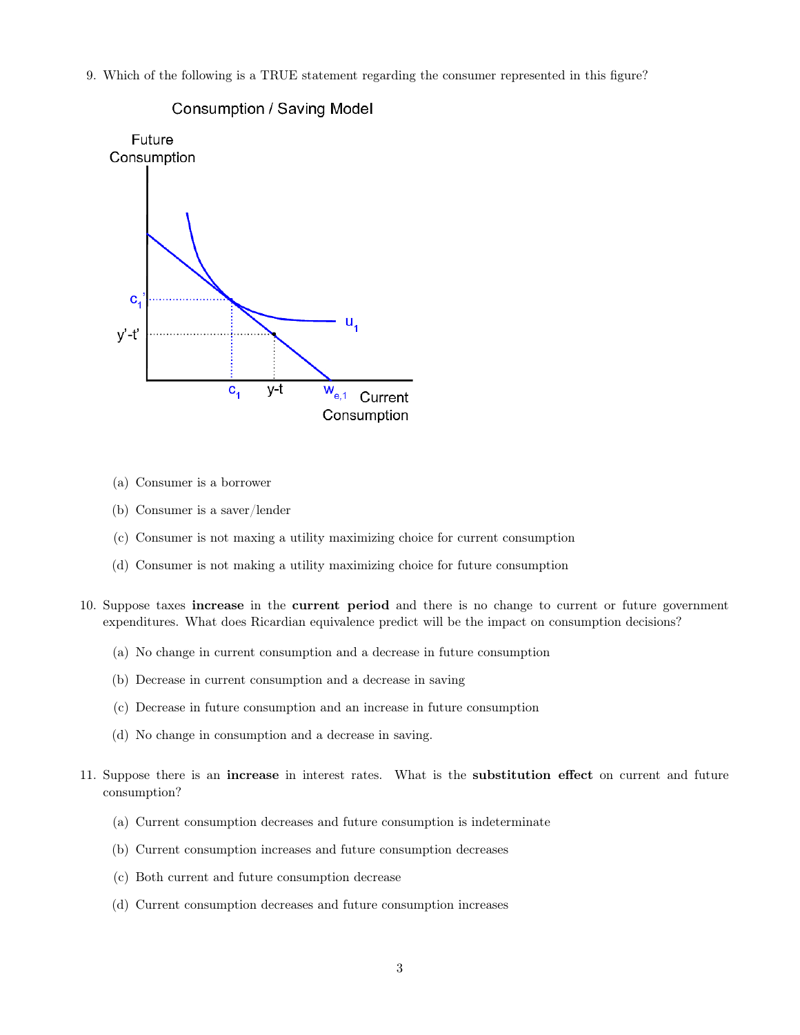9. Which of the following is a TRUE statement regarding the consumer represented in this figure?

   (a) Consumer is a borrower

   (b) Consumer is a saver/lender

   (c) Consumer is not maxing a utility maximizing choice for current consumption

   (d) Consumer is not making a utility maximizing choice for future consumption

10. Suppose taxes **increase** in the **current period** and there is no change to current or future government expenditures. What does Ricardian equivalence predict will be the impact on consumption decisions?

    (a) No change in current consumption and a decrease in future consumption

    (b) Decrease in current consumption and a decrease in saving

    (c) Decrease in future consumption and an increase in future consumption

    (d) No change in consumption and a decrease in saving.

11. Suppose there is an **increase** in interest rates. What is the **substitution effect** on current and future consumption?

    (a) Current consumption decreases and future consumption is indeterminate

    (b) Current consumption increases and future consumption decreases

    (c) Both current and future consumption decrease

    (d) Current consumption decreases and future consumption increases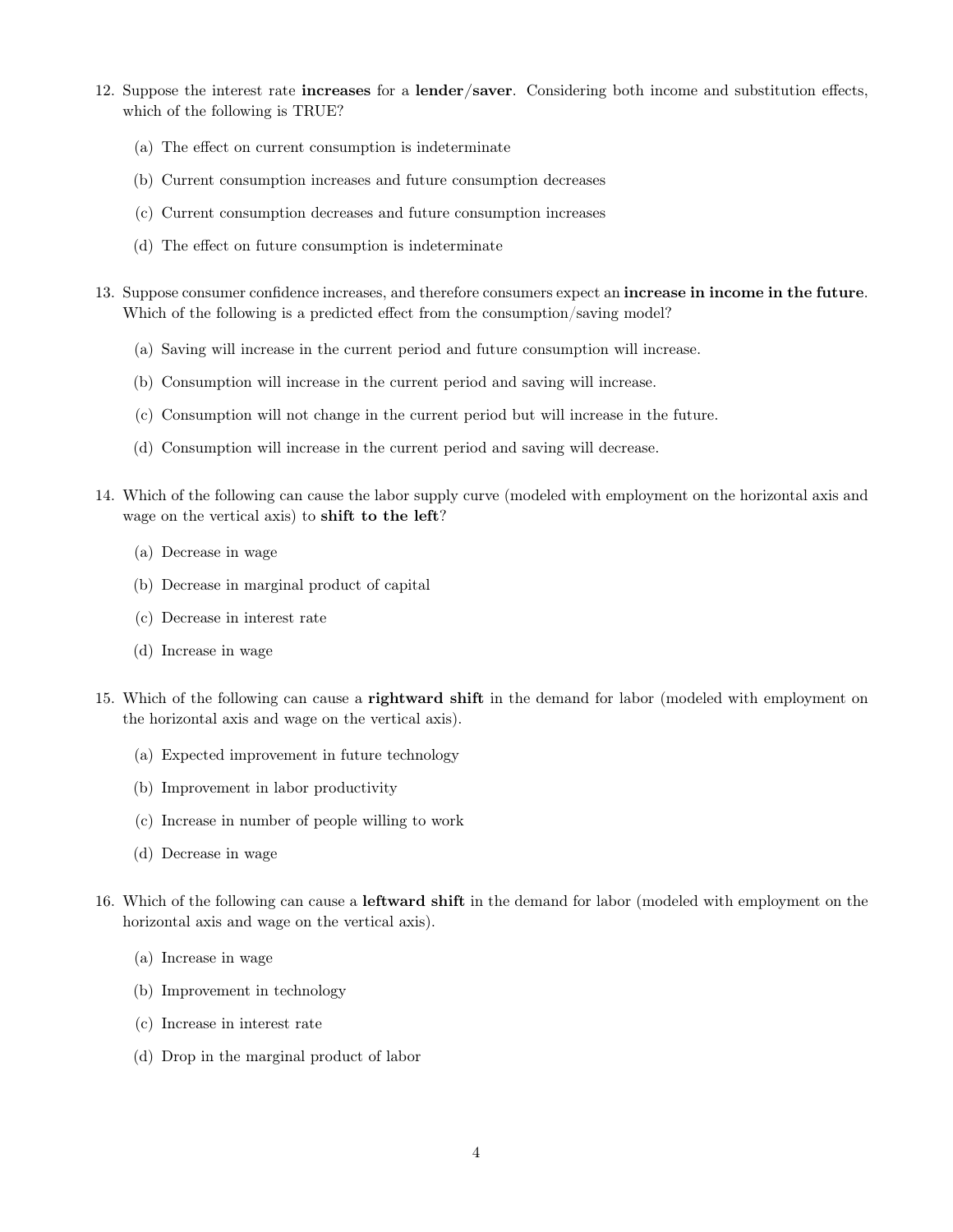12. Suppose the interest rate **increases** for a **lender/saver**. Considering both income and substitution effects, which of the following is TRUE?

    (a) The effect on current consumption is indeterminate

    (b) Current consumption increases and future consumption decreases

    (c) Current consumption decreases and future consumption increases

    (d) The effect on future consumption is indeterminate

13. Suppose consumer confidence increases, and therefore consumers expect an **increase in income in the future**. Which of the following is a predicted effect from the consumption/saving model?

    (a) Saving will increase in the current period and future consumption will increase.

    (b) Consumption will increase in the current period and saving will increase.

    (c) Consumption will not change in the current period but will increase in the future.

    (d) Consumption will increase in the current period and saving will decrease.

14. Which of the following can cause the labor supply curve (modeled with employment on the horizontal axis and wage on the vertical axis) to **shift to the left**?

    (a) Decrease in wage

    (b) Decrease in marginal product of capital

    (c) Decrease in interest rate

    (d) Increase in wage

15. Which of the following can cause a **rightward shift** in the demand for labor (modeled with employment on the horizontal axis and wage on the vertical axis).

    (a) Expected improvement in future technology

    (b) Improvement in labor productivity

    (c) Increase in number of people willing to work

    (d) Decrease in wage

16. Which of the following can cause a **leftward shift** in the demand for labor (modeled with employment on the horizontal axis and wage on the vertical axis).

    (a) Increase in wage

    (b) Improvement in technology

    (c) Increase in interest rate

    (d) Drop in the marginal product of labor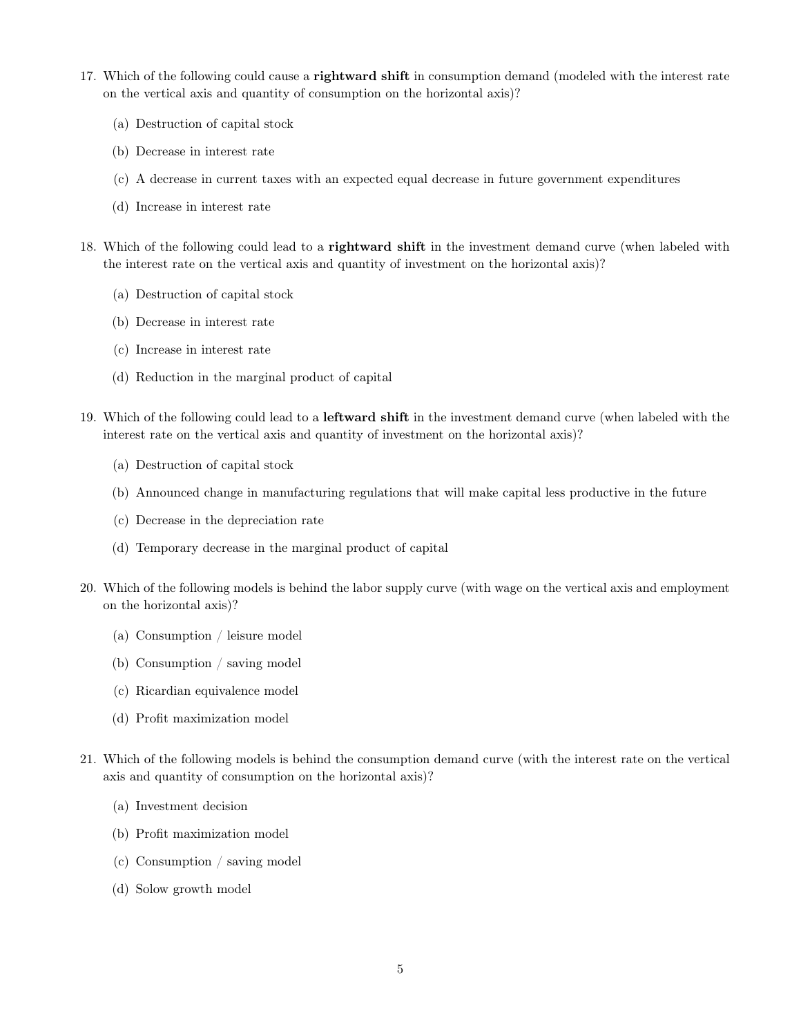17. Which of the following could cause a **rightward shift** in consumption demand (modeled with the interest rate on the vertical axis and quantity of consumption on the horizontal axis)?

    (a) Destruction of capital stock

    (b) Decrease in interest rate

    (c) A decrease in current taxes with an expected equal decrease in future government expenditures

    (d) Increase in interest rate

18. Which of the following could lead to a **rightward shift** in the investment demand curve (when labeled with the interest rate on the vertical axis and quantity of investment on the horizontal axis)?

    (a) Destruction of capital stock

    (b) Decrease in interest rate

    (c) Increase in interest rate

    (d) Reduction in the marginal product of capital

19. Which of the following could lead to a **leftward shift** in the investment demand curve (when labeled with the interest rate on the vertical axis and quantity of investment on the horizontal axis)?

    (a) Destruction of capital stock

    (b) Announced change in manufacturing regulations that will make capital less productive in the future

    (c) Decrease in the depreciation rate

    (d) Temporary decrease in the marginal product of capital

20. Which of the following models is behind the labor supply curve (with wage on the vertical axis and employment on the horizontal axis)?

    (a) Consumption / leisure model

    (b) Consumption / saving model

    (c) Ricardian equivalence model

    (d) Profit maximization model

21. Which of the following models is behind the consumption demand curve (with the interest rate on the vertical axis and quantity of consumption on the horizontal axis)?

    (a) Investment decision

    (b) Profit maximization model

    (c) Consumption / saving model

    (d) Solow growth model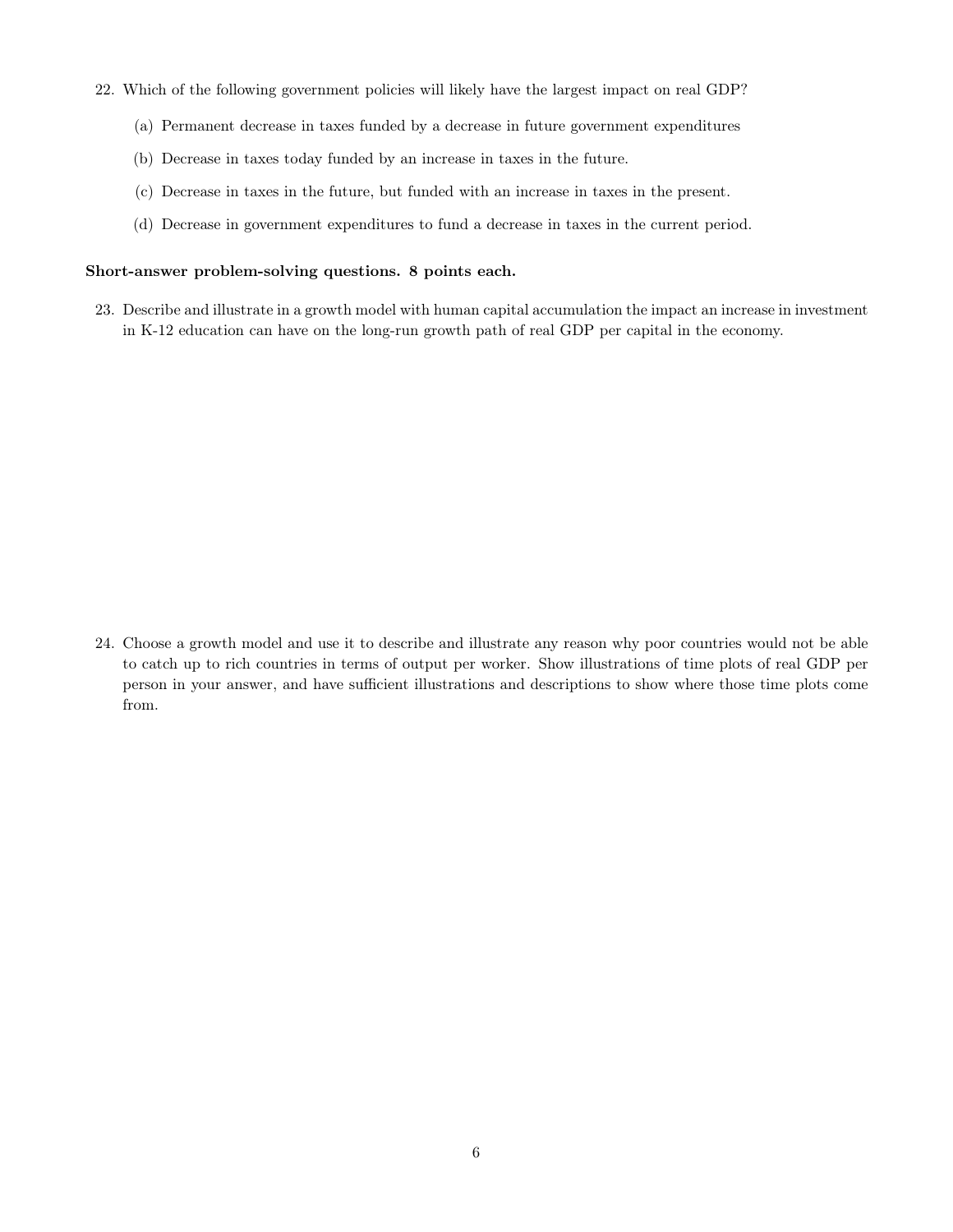22. Which of the following government policies will likely have the largest impact on real GDP?

    (a) Permanent decrease in taxes funded by a decrease in future government expenditures

    (b) Decrease in taxes today funded by an increase in taxes in the future.

    (c) Decrease in taxes in the future, but funded with an increase in taxes in the present.

    (d) Decrease in government expenditures to fund a decrease in taxes in the current period.

**Short-answer problem-solving questions. 8 points each.**

23. Describe and illustrate in a growth model with human capital accumulation the impact an increase in investment in K-12 education can have on the long-run growth path of real GDP per capital in the economy.

24. Choose a growth model and use it to describe and illustrate any reason why poor countries would not be able to catch up to rich countries in terms of output per worker. Show illustrations of time plots of real GDP per person in your answer, and have sufficient illustrations and descriptions to show where those time plots come from.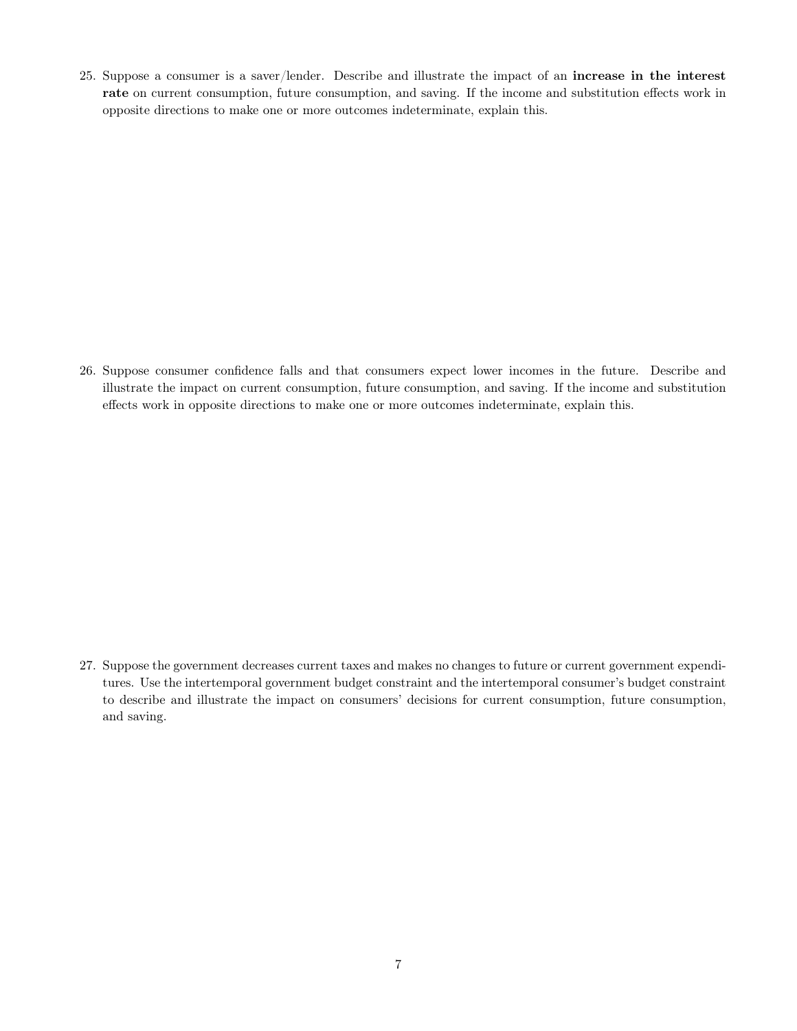25. Suppose a consumer is a saver/lender. Describe and illustrate the impact of an **increase in the interest rate** on current consumption, future consumption, and saving. If the income and substitution effects work in opposite directions to make one or more outcomes indeterminate, explain this.

26. Suppose consumer confidence falls and that consumers expect lower incomes in the future. Describe and illustrate the impact on current consumption, future consumption, and saving. If the income and substitution effects work in opposite directions to make one or more outcomes indeterminate, explain this.

27. Suppose the government decreases current taxes and makes no changes to future or current government expenditures. Use the intertemporal government budget constraint and the intertemporal consumer's budget constraint to describe and illustrate the impact on consumers' decisions for current consumption, future consumption, and saving.